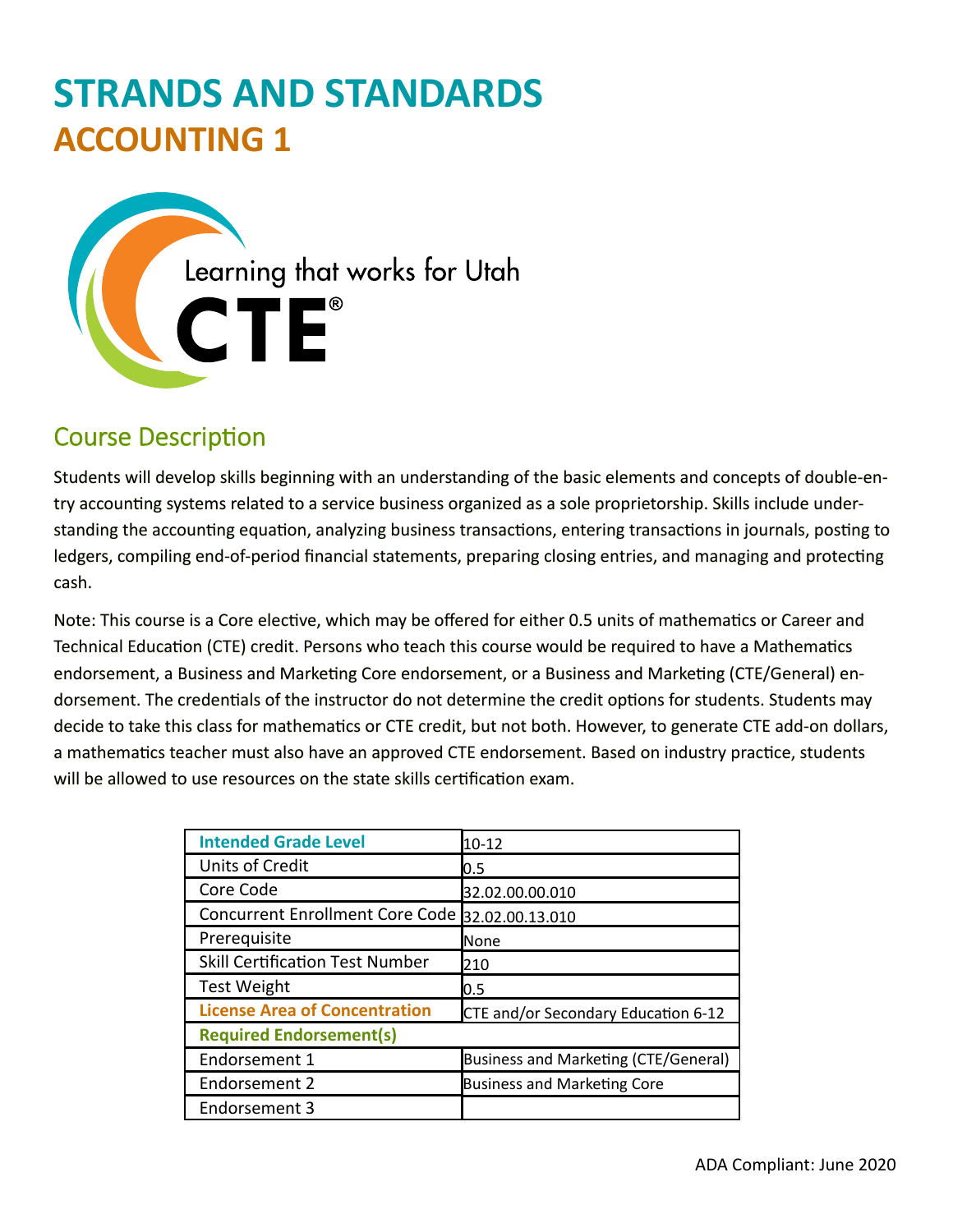# STRANDS AND STANDARDS
## ACCOUNTING 1

Learning that works for Utah

CTE®

## Course Description

Students will develop skills beginning with an understanding of the basic elements and concepts of double-entry accounting systems related to a service business organized as a sole proprietorship. Skills include understanding the accounting equation, analyzing business transactions, entering transactions in journals, posting to ledgers, compiling end-of-period financial statements, preparing closing entries, and managing and protecting cash.

Note: This course is a Core elective, which may be offered for either 0.5 units of mathematics or Career and Technical Education (CTE) credit. Persons who teach this course would be required to have a Mathematics endorsement, a Business and Marketing Core endorsement, or a Business and Marketing (CTE/General) endorsement. The credentials of the instructor do not determine the credit options for students. Students may decide to take this class for mathematics or CTE credit, but not both. However, to generate CTE add-on dollars, a mathematics teacher must also have an approved CTE endorsement. Based on industry practice, students will be allowed to use resources on the state skills certification exam.

| Intended Grade Level | 10-12 |
|---|---|
| Units of Credit | 0.5 |
| Core Code | 32.02.00.00.010 |
| Concurrent Enrollment Core Code | 32.02.00.13.010 |
| Prerequisite | None |
| Skill Certification Test Number | 210 |
| Test Weight | 0.5 |
| License Area of Concentration | CTE and/or Secondary Education 6-12 |
| Required Endorsement(s) | |
| Endorsement 1 | Business and Marketing (CTE/General) |
| Endorsement 2 | Business and Marketing Core |
| Endorsement 3 | |

ADA Compliant: June 2020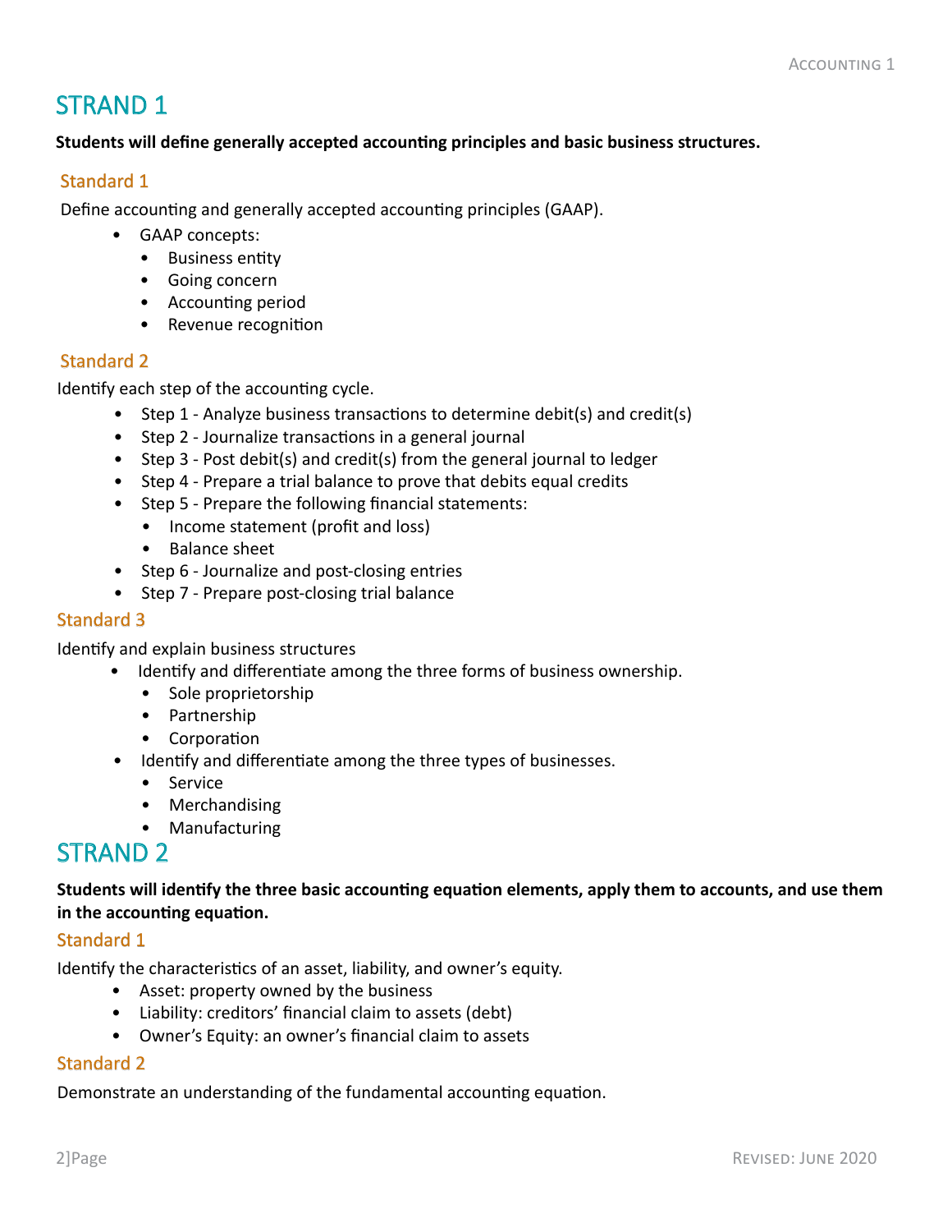## STRAND 1

**Students will define generally accepted accounting principles and basic business structures.**

### Standard 1

Define accounting and generally accepted accounting principles (GAAP).

- GAAP concepts:
  - Business entity
  - Going concern
  - Accounting period
  - Revenue recognition

### Standard 2

Identify each step of the accounting cycle.

- Step 1 - Analyze business transactions to determine debit(s) and credit(s)
- Step 2 - Journalize transactions in a general journal
- Step 3 - Post debit(s) and credit(s) from the general journal to ledger
- Step 4 - Prepare a trial balance to prove that debits equal credits
- Step 5 - Prepare the following financial statements:
  - Income statement (profit and loss)
  - Balance sheet
- Step 6 - Journalize and post-closing entries
- Step 7 - Prepare post-closing trial balance

### Standard 3

Identify and explain business structures

- Identify and differentiate among the three forms of business ownership.
  - Sole proprietorship
  - Partnership
  - Corporation
- Identify and differentiate among the three types of businesses.
  - Service
  - Merchandising
  - Manufacturing

## STRAND 2

**Students will identify the three basic accounting equation elements, apply them to accounts, and use them in the accounting equation.**

### Standard 1

Identify the characteristics of an asset, liability, and owner's equity.

- Asset: property owned by the business
- Liability: creditors' financial claim to assets (debt)
- Owner's Equity: an owner's financial claim to assets

### Standard 2

Demonstrate an understanding of the fundamental accounting equation.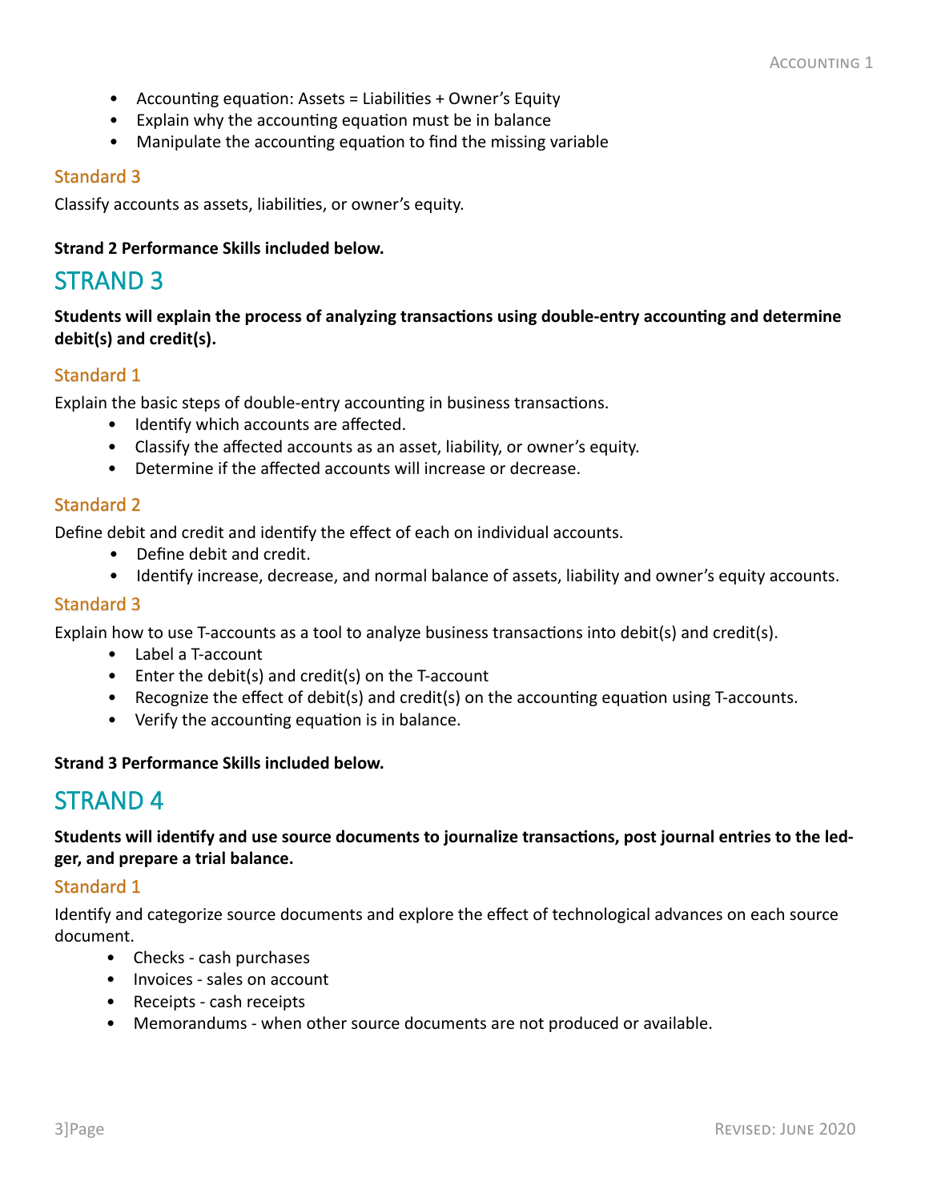- Accounting equation: Assets = Liabilities + Owner's Equity
- Explain why the accounting equation must be in balance
- Manipulate the accounting equation to find the missing variable

### Standard 3

Classify accounts as assets, liabilities, or owner's equity.

**Strand 2 Performance Skills included below.**

## STRAND 3

**Students will explain the process of analyzing transactions using double-entry accounting and determine debit(s) and credit(s).**

### Standard 1

Explain the basic steps of double-entry accounting in business transactions.

- Identify which accounts are affected.
- Classify the affected accounts as an asset, liability, or owner's equity.
- Determine if the affected accounts will increase or decrease.

### Standard 2

Define debit and credit and identify the effect of each on individual accounts.

- Define debit and credit.
- Identify increase, decrease, and normal balance of assets, liability and owner's equity accounts.

### Standard 3

Explain how to use T-accounts as a tool to analyze business transactions into debit(s) and credit(s).

- Label a T-account
- Enter the debit(s) and credit(s) on the T-account
- Recognize the effect of debit(s) and credit(s) on the accounting equation using T-accounts.
- Verify the accounting equation is in balance.

**Strand 3 Performance Skills included below.**

## STRAND 4

**Students will identify and use source documents to journalize transactions, post journal entries to the ledger, and prepare a trial balance.**

### Standard 1

Identify and categorize source documents and explore the effect of technological advances on each source document.

- Checks - cash purchases
- Invoices - sales on account
- Receipts - cash receipts
- Memorandums - when other source documents are not produced or available.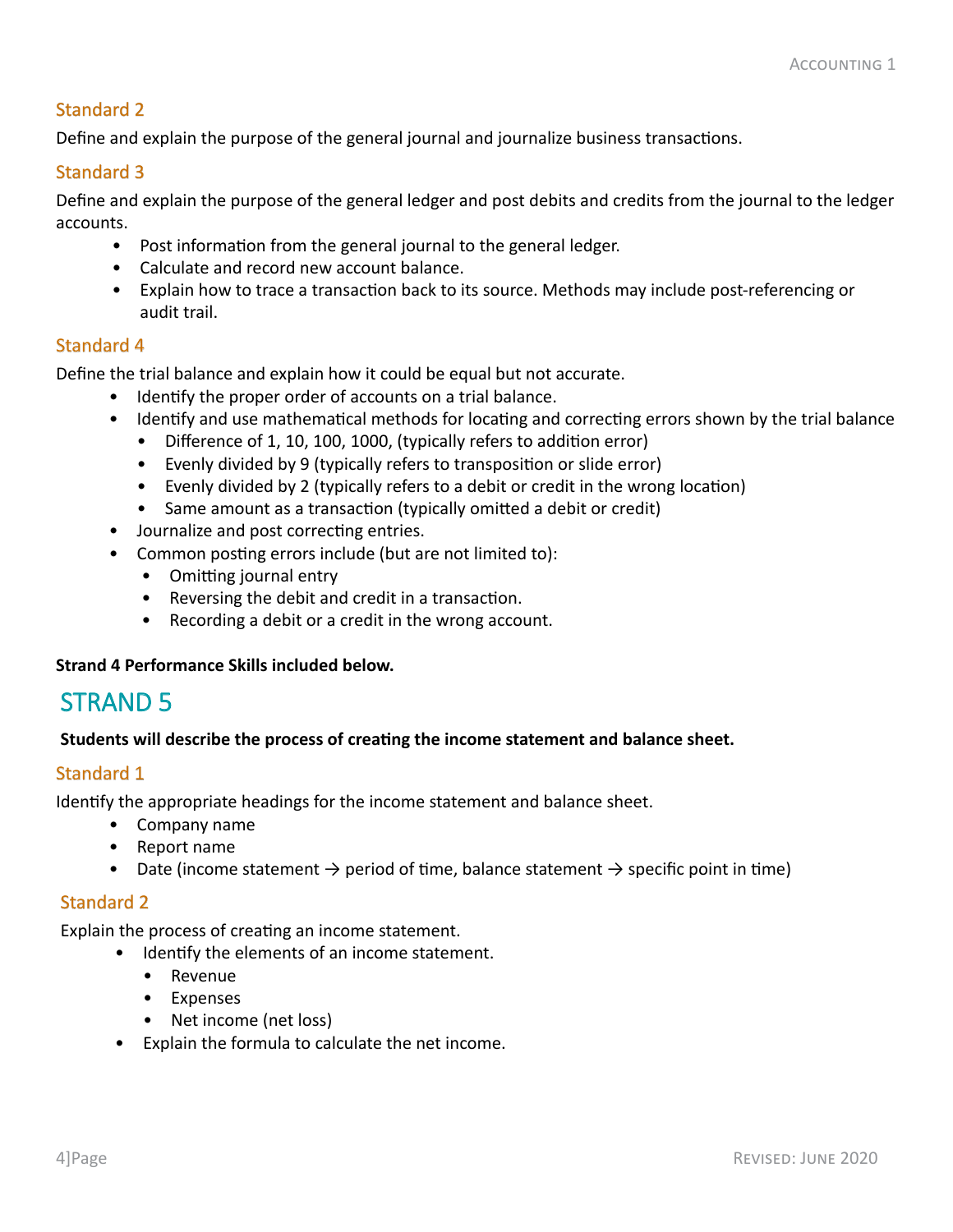## Standard 2

Define and explain the purpose of the general journal and journalize business transactions.

## Standard 3

Define and explain the purpose of the general ledger and post debits and credits from the journal to the ledger accounts.

- Post information from the general journal to the general ledger.
- Calculate and record new account balance.
- Explain how to trace a transaction back to its source. Methods may include post-referencing or audit trail.

## Standard 4

Define the trial balance and explain how it could be equal but not accurate.

- Identify the proper order of accounts on a trial balance.
- Identify and use mathematical methods for locating and correcting errors shown by the trial balance
  - Difference of 1, 10, 100, 1000, (typically refers to addition error)
  - Evenly divided by 9 (typically refers to transposition or slide error)
  - Evenly divided by 2 (typically refers to a debit or credit in the wrong location)
  - Same amount as a transaction (typically omitted a debit or credit)
- Journalize and post correcting entries.
- Common posting errors include (but are not limited to):
  - Omitting journal entry
  - Reversing the debit and credit in a transaction.
  - Recording a debit or a credit in the wrong account.

**Strand 4 Performance Skills included below.**

# STRAND 5

**Students will describe the process of creating the income statement and balance sheet.**

## Standard 1

Identify the appropriate headings for the income statement and balance sheet.

- Company name
- Report name
- Date (income statement → period of time, balance statement → specific point in time)

## Standard 2

Explain the process of creating an income statement.

- Identify the elements of an income statement.
  - Revenue
  - Expenses
  - Net income (net loss)
- Explain the formula to calculate the net income.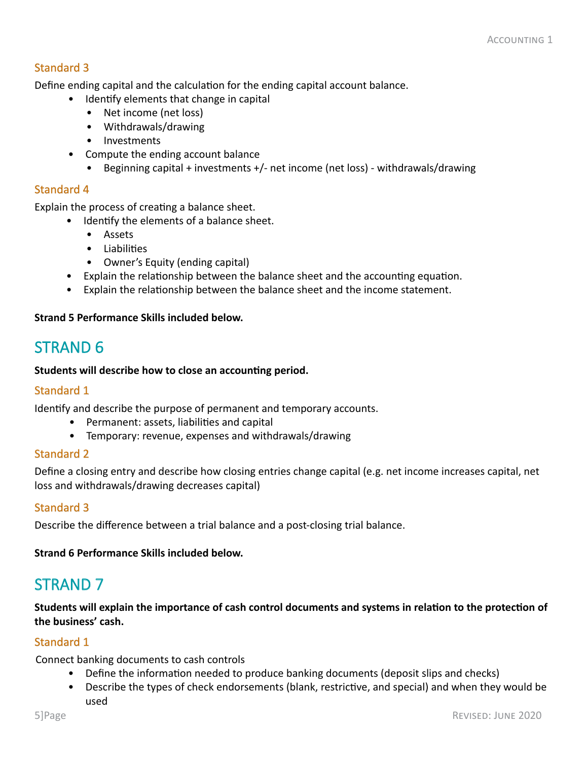### Standard 3

Define ending capital and the calculation for the ending capital account balance.

- Identify elements that change in capital
  - Net income (net loss)
  - Withdrawals/drawing
  - Investments
- Compute the ending account balance
  - Beginning capital + investments +/- net income (net loss) - withdrawals/drawing

### Standard 4

Explain the process of creating a balance sheet.

- Identify the elements of a balance sheet.
  - Assets
  - Liabilities
  - Owner's Equity (ending capital)
- Explain the relationship between the balance sheet and the accounting equation.
- Explain the relationship between the balance sheet and the income statement.

**Strand 5 Performance Skills included below.**

## STRAND 6

**Students will describe how to close an accounting period.**

### Standard 1

Identify and describe the purpose of permanent and temporary accounts.

- Permanent: assets, liabilities and capital
- Temporary: revenue, expenses and withdrawals/drawing

### Standard 2

Define a closing entry and describe how closing entries change capital (e.g. net income increases capital, net loss and withdrawals/drawing decreases capital)

### Standard 3

Describe the difference between a trial balance and a post-closing trial balance.

**Strand 6 Performance Skills included below.**

## STRAND 7

**Students will explain the importance of cash control documents and systems in relation to the protection of the business' cash.**

### Standard 1

Connect banking documents to cash controls

- Define the information needed to produce banking documents (deposit slips and checks)
- Describe the types of check endorsements (blank, restrictive, and special) and when they would be used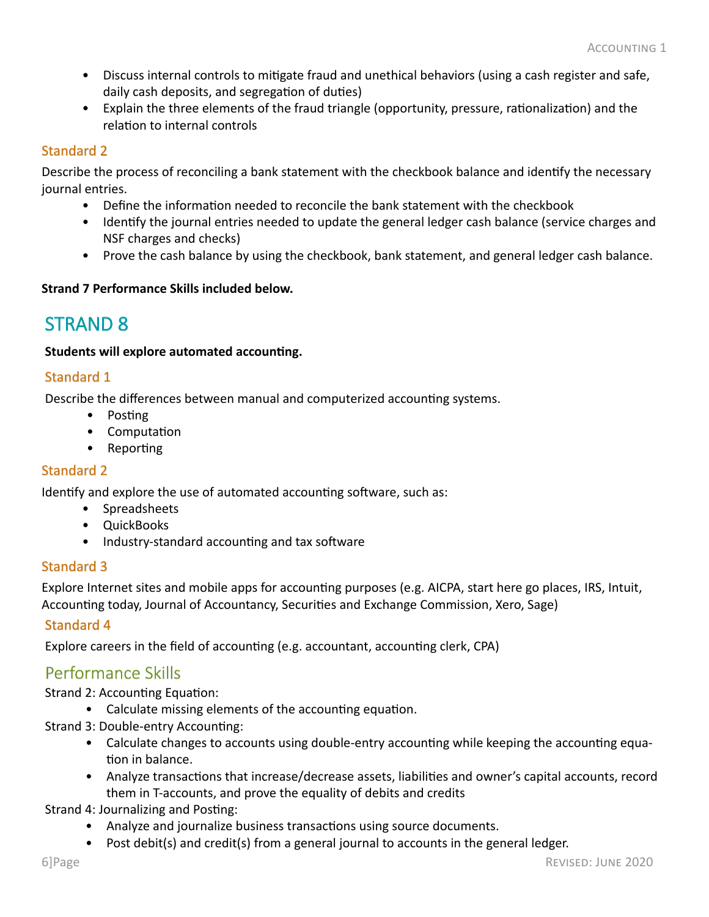- Discuss internal controls to mitigate fraud and unethical behaviors (using a cash register and safe, daily cash deposits, and segregation of duties)
- Explain the three elements of the fraud triangle (opportunity, pressure, rationalization) and the relation to internal controls

### Standard 2

Describe the process of reconciling a bank statement with the checkbook balance and identify the necessary journal entries.

- Define the information needed to reconcile the bank statement with the checkbook
- Identify the journal entries needed to update the general ledger cash balance (service charges and NSF charges and checks)
- Prove the cash balance by using the checkbook, bank statement, and general ledger cash balance.

**Strand 7 Performance Skills included below.**

## STRAND 8

**Students will explore automated accounting.**

### Standard 1

Describe the differences between manual and computerized accounting systems.

- Posting
- Computation
- Reporting

### Standard 2

Identify and explore the use of automated accounting software, such as:

- Spreadsheets
- QuickBooks
- Industry-standard accounting and tax software

### Standard 3

Explore Internet sites and mobile apps for accounting purposes (e.g. AICPA, start here go places, IRS, Intuit, Accounting today, Journal of Accountancy, Securities and Exchange Commission, Xero, Sage)

### Standard 4

Explore careers in the field of accounting (e.g. accountant, accounting clerk, CPA)

## Performance Skills

Strand 2: Accounting Equation:

- Calculate missing elements of the accounting equation.

Strand 3: Double-entry Accounting:

- Calculate changes to accounts using double-entry accounting while keeping the accounting equation in balance.
- Analyze transactions that increase/decrease assets, liabilities and owner's capital accounts, record them in T-accounts, and prove the equality of debits and credits

Strand 4: Journalizing and Posting:

- Analyze and journalize business transactions using source documents.
- Post debit(s) and credit(s) from a general journal to accounts in the general ledger.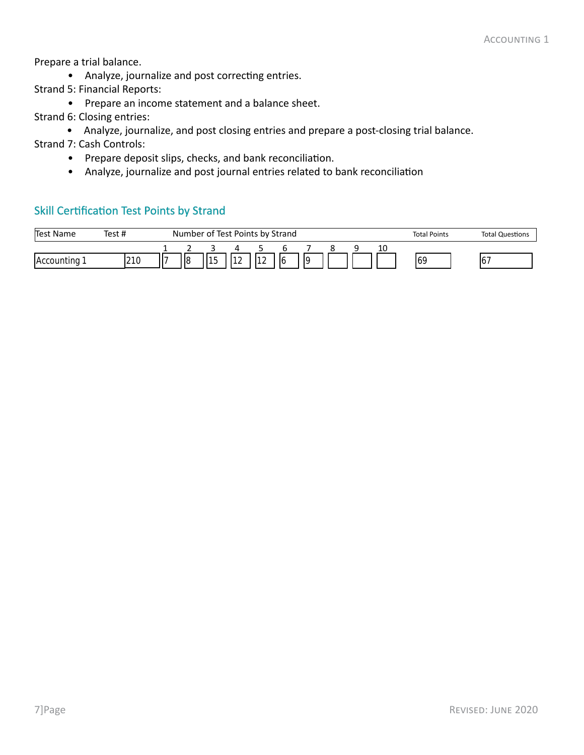Prepare a trial balance.

- Analyze, journalize and post correcting entries.

Strand 5: Financial Reports:

- Prepare an income statement and a balance sheet.

Strand 6: Closing entries:

- Analyze, journalize, and post closing entries and prepare a post-closing trial balance.

Strand 7: Cash Controls:

- Prepare deposit slips, checks, and bank reconciliation.
- Analyze, journalize and post journal entries related to bank reconciliation

## Skill Certification Test Points by Strand

| Test Name | Test # | Number of Test Points by Strand | | | | | | | | | | Total Points | Total Questions |
|---|---|---|---|---|---|---|---|---|---|---|---|---|---|
| | | 1 | 2 | 3 | 4 | 5 | 6 | 7 | 8 | 9 | 10 | | |
| Accounting 1 | 210 | 7 | 8 | 15 | 12 | 12 | 6 | 9 | | | | 69 | 67 |